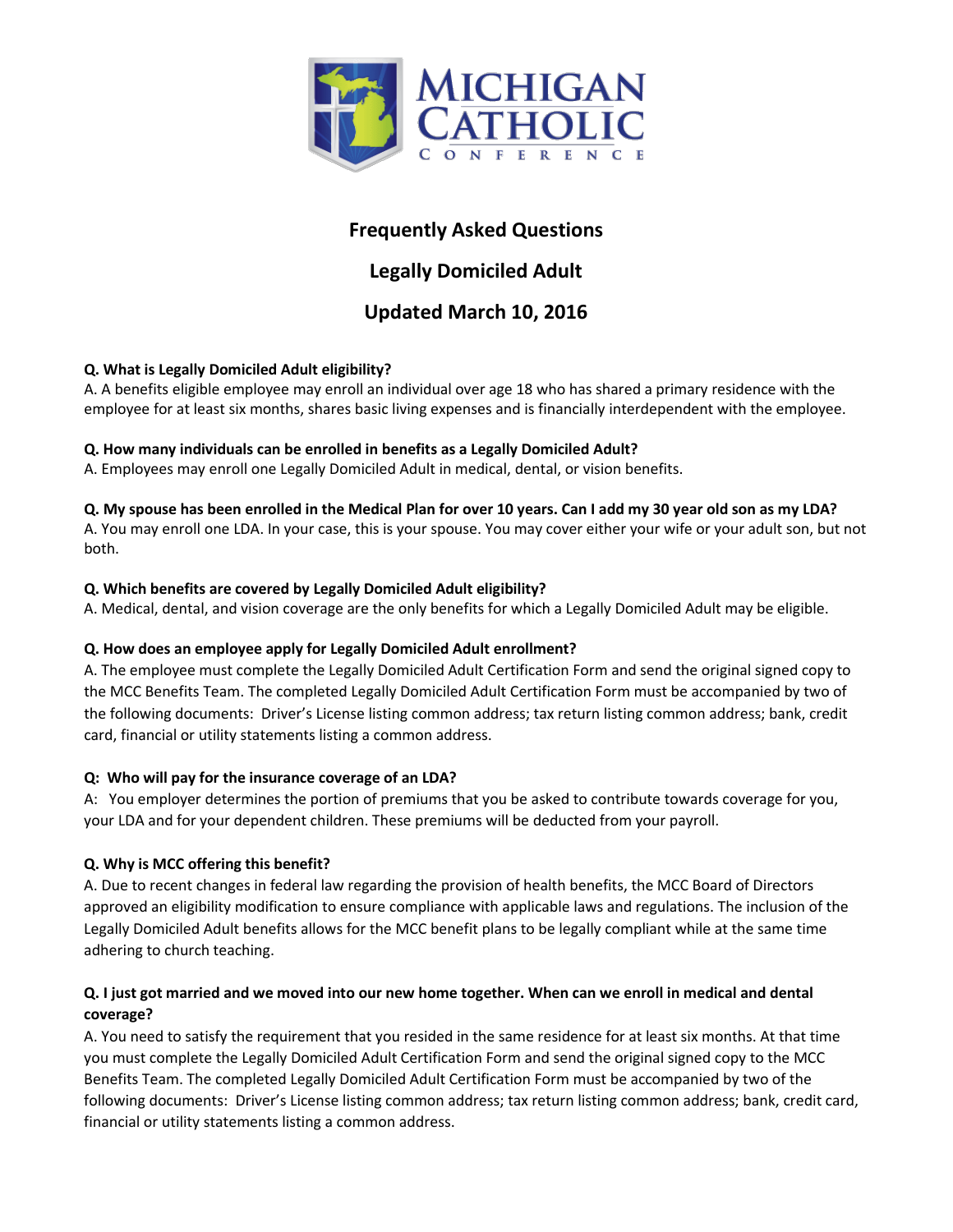MICHIGAN CATHOLIC CONFERENCE

# Frequently Asked Questions

## Legally Domiciled Adult

## Updated March 10, 2016

**Q. What is Legally Domiciled Adult eligibility?**
A. A benefits eligible employee may enroll an individual over age 18 who has shared a primary residence with the employee for at least six months, shares basic living expenses and is financially interdependent with the employee.

**Q. How many individuals can be enrolled in benefits as a Legally Domiciled Adult?**
A. Employees may enroll one Legally Domiciled Adult in medical, dental, or vision benefits.

**Q. My spouse has been enrolled in the Medical Plan for over 10 years. Can I add my 30 year old son as my LDA?**
A. You may enroll one LDA. In your case, this is your spouse. You may cover either your wife or your adult son, but not both.

**Q. Which benefits are covered by Legally Domiciled Adult eligibility?**
A. Medical, dental, and vision coverage are the only benefits for which a Legally Domiciled Adult may be eligible.

**Q. How does an employee apply for Legally Domiciled Adult enrollment?**
A. The employee must complete the Legally Domiciled Adult Certification Form and send the original signed copy to the MCC Benefits Team. The completed Legally Domiciled Adult Certification Form must be accompanied by two of the following documents: Driver's License listing common address; tax return listing common address; bank, credit card, financial or utility statements listing a common address.

**Q: Who will pay for the insurance coverage of an LDA?**
A: You employer determines the portion of premiums that you be asked to contribute towards coverage for you, your LDA and for your dependent children. These premiums will be deducted from your payroll.

**Q. Why is MCC offering this benefit?**
A. Due to recent changes in federal law regarding the provision of health benefits, the MCC Board of Directors approved an eligibility modification to ensure compliance with applicable laws and regulations. The inclusion of the Legally Domiciled Adult benefits allows for the MCC benefit plans to be legally compliant while at the same time adhering to church teaching.

**Q. I just got married and we moved into our new home together. When can we enroll in medical and dental coverage?**
A. You need to satisfy the requirement that you resided in the same residence for at least six months. At that time you must complete the Legally Domiciled Adult Certification Form and send the original signed copy to the MCC Benefits Team. The completed Legally Domiciled Adult Certification Form must be accompanied by two of the following documents: Driver's License listing common address; tax return listing common address; bank, credit card, financial or utility statements listing a common address.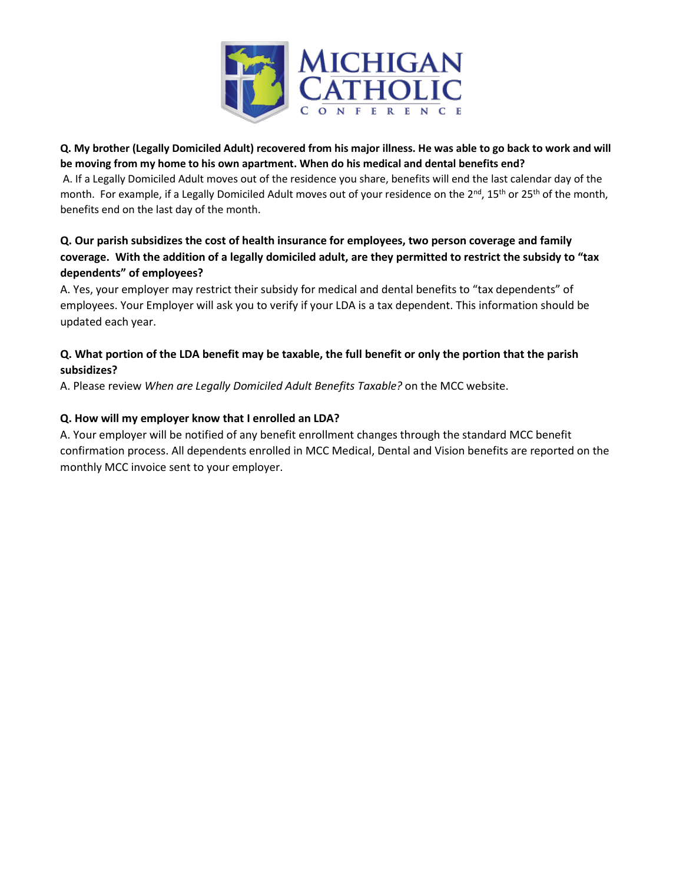**Q. My brother (Legally Domiciled Adult) recovered from his major illness. He was able to go back to work and will be moving from my home to his own apartment. When do his medical and dental benefits end?**

A. If a Legally Domiciled Adult moves out of the residence you share, benefits will end the last calendar day of the month. For example, if a Legally Domiciled Adult moves out of your residence on the 2nd, 15th or 25th of the month, benefits end on the last day of the month.

**Q. Our parish subsidizes the cost of health insurance for employees, two person coverage and family coverage. With the addition of a legally domiciled adult, are they permitted to restrict the subsidy to "tax dependents" of employees?**

A. Yes, your employer may restrict their subsidy for medical and dental benefits to "tax dependents" of employees. Your Employer will ask you to verify if your LDA is a tax dependent. This information should be updated each year.

**Q. What portion of the LDA benefit may be taxable, the full benefit or only the portion that the parish subsidizes?**

A. Please review *When are Legally Domiciled Adult Benefits Taxable?* on the MCC website.

**Q. How will my employer know that I enrolled an LDA?**

A. Your employer will be notified of any benefit enrollment changes through the standard MCC benefit confirmation process. All dependents enrolled in MCC Medical, Dental and Vision benefits are reported on the monthly MCC invoice sent to your employer.